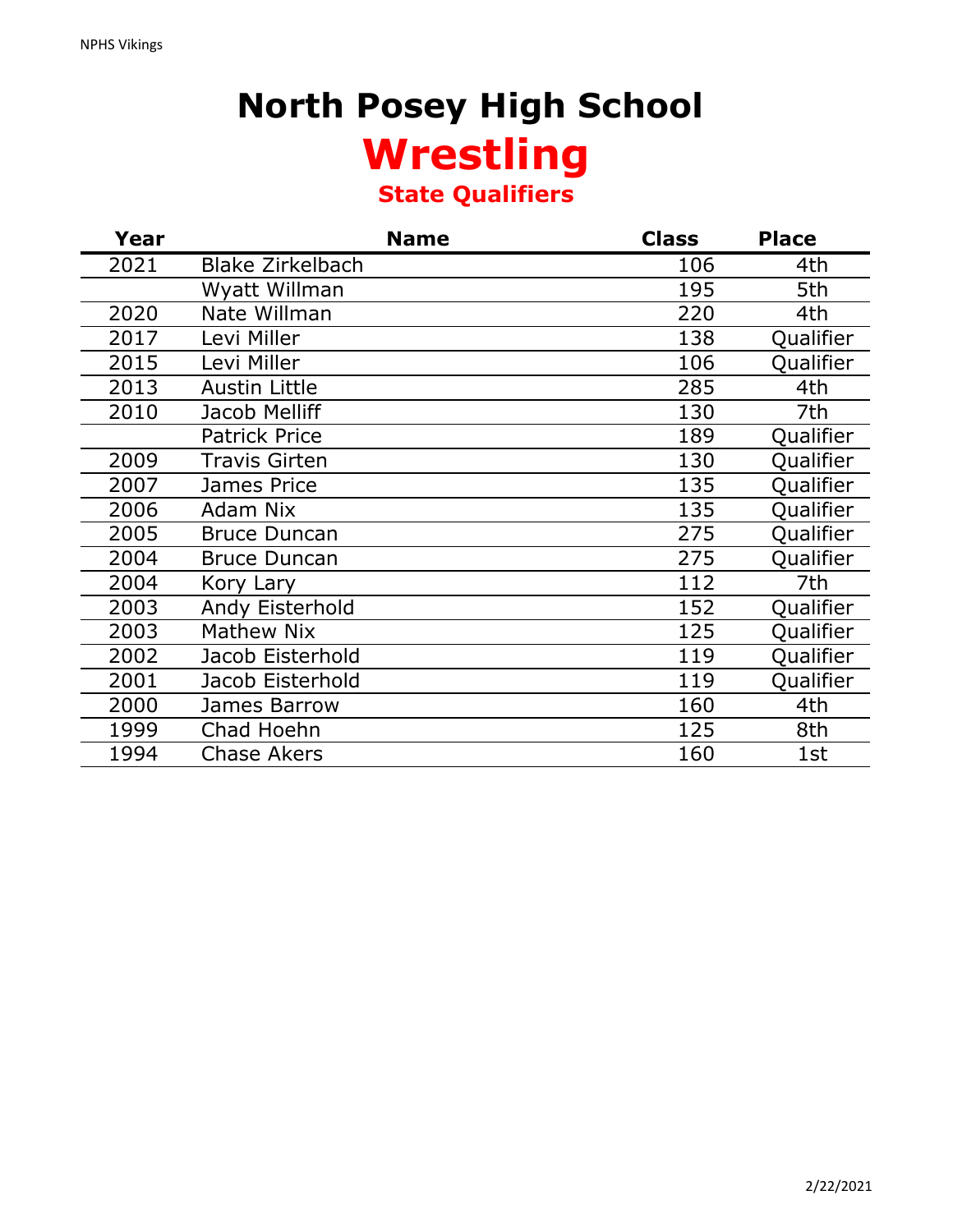# North Posey High School

## Wrestling

### State Qualifiers

| Year | Name | Class | Place |
|---|---|---|---|
| 2021 | Blake Zirkelbach | 106 | 4th |
| | Wyatt Willman | 195 | 5th |
| 2020 | Nate Willman | 220 | 4th |
| 2017 | Levi Miller | 138 | Qualifier |
| 2015 | Levi Miller | 106 | Qualifier |
| 2013 | Austin Little | 285 | 4th |
| 2010 | Jacob Melliff | 130 | 7th |
| | Patrick Price | 189 | Qualifier |
| 2009 | Travis Girten | 130 | Qualifier |
| 2007 | James Price | 135 | Qualifier |
| 2006 | Adam Nix | 135 | Qualifier |
| 2005 | Bruce Duncan | 275 | Qualifier |
| 2004 | Bruce Duncan | 275 | Qualifier |
| 2004 | Kory Lary | 112 | 7th |
| 2003 | Andy Eisterhold | 152 | Qualifier |
| 2003 | Mathew Nix | 125 | Qualifier |
| 2002 | Jacob Eisterhold | 119 | Qualifier |
| 2001 | Jacob Eisterhold | 119 | Qualifier |
| 2000 | James Barrow | 160 | 4th |
| 1999 | Chad Hoehn | 125 | 8th |
| 1994 | Chase Akers | 160 | 1st |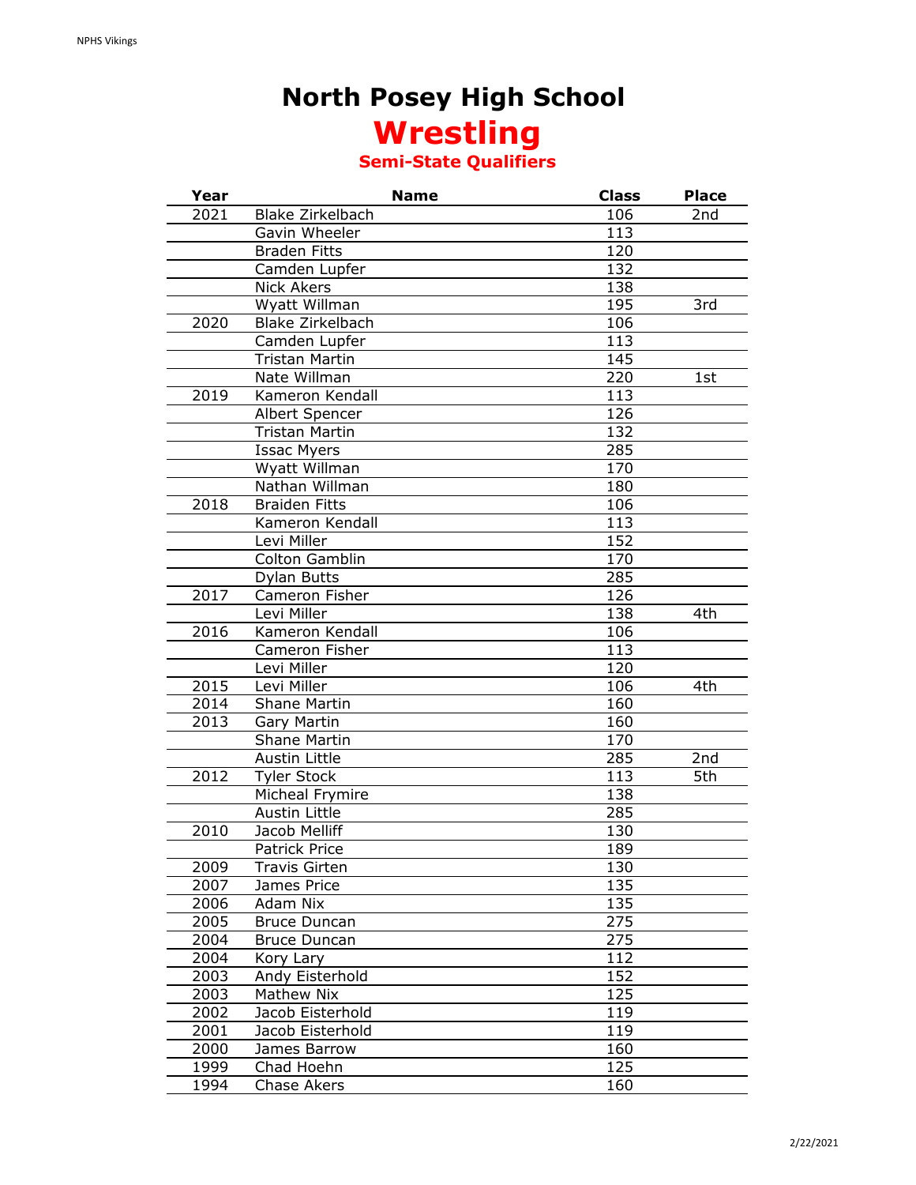# North Posey High School

## Wrestling

### Semi-State Qualifiers

| Year | Name | Class | Place |
|---|---|---|---|
| 2021 | Blake Zirkelbach | 106 | 2nd |
| | Gavin Wheeler | 113 | |
| | Braden Fitts | 120 | |
| | Camden Lupfer | 132 | |
| | Nick Akers | 138 | |
| | Wyatt Willman | 195 | 3rd |
| 2020 | Blake Zirkelbach | 106 | |
| | Camden Lupfer | 113 | |
| | Tristan Martin | 145 | |
| | Nate Willman | 220 | 1st |
| 2019 | Kameron Kendall | 113 | |
| | Albert Spencer | 126 | |
| | Tristan Martin | 132 | |
| | Issac Myers | 285 | |
| | Wyatt Willman | 170 | |
| | Nathan Willman | 180 | |
| 2018 | Braiden Fitts | 106 | |
| | Kameron Kendall | 113 | |
| | Levi Miller | 152 | |
| | Colton Gamblin | 170 | |
| | Dylan Butts | 285 | |
| 2017 | Cameron Fisher | 126 | |
| | Levi Miller | 138 | 4th |
| 2016 | Kameron Kendall | 106 | |
| | Cameron Fisher | 113 | |
| | Levi Miller | 120 | |
| 2015 | Levi Miller | 106 | 4th |
| 2014 | Shane Martin | 160 | |
| 2013 | Gary Martin | 160 | |
| | Shane Martin | 170 | |
| | Austin Little | 285 | 2nd |
| 2012 | Tyler Stock | 113 | 5th |
| | Micheal Frymire | 138 | |
| | Austin Little | 285 | |
| 2010 | Jacob Melliff | 130 | |
| | Patrick Price | 189 | |
| 2009 | Travis Girten | 130 | |
| 2007 | James Price | 135 | |
| 2006 | Adam Nix | 135 | |
| 2005 | Bruce Duncan | 275 | |
| 2004 | Bruce Duncan | 275 | |
| 2004 | Kory Lary | 112 | |
| 2003 | Andy Eisterhold | 152 | |
| 2003 | Mathew Nix | 125 | |
| 2002 | Jacob Eisterhold | 119 | |
| 2001 | Jacob Eisterhold | 119 | |
| 2000 | James Barrow | 160 | |
| 1999 | Chad Hoehn | 125 | |
| 1994 | Chase Akers | 160 | |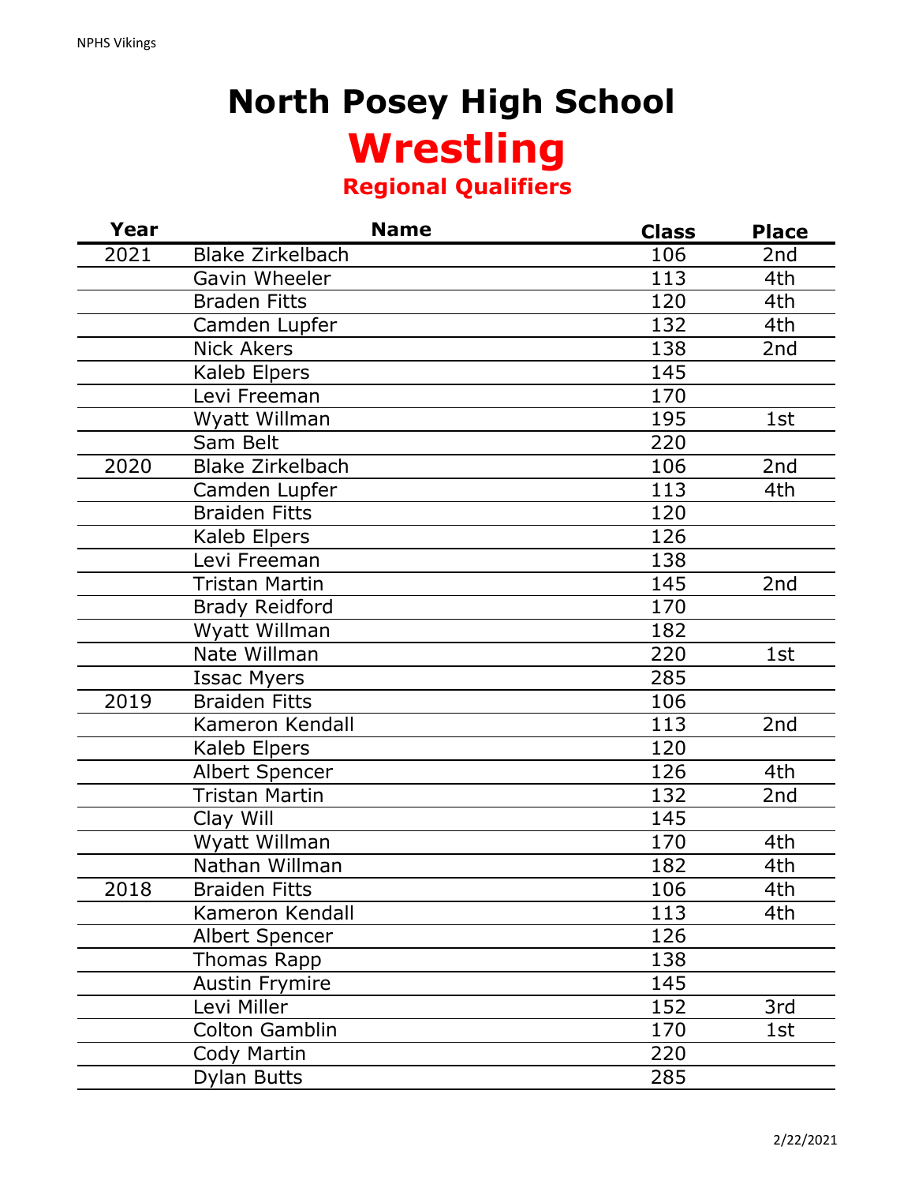# North Posey High School

## Wrestling

### Regional Qualifiers

| Year | Name | Class | Place |
|---|---|---|---|
| 2021 | Blake Zirkelbach | 106 | 2nd |
| | Gavin Wheeler | 113 | 4th |
| | Braden Fitts | 120 | 4th |
| | Camden Lupfer | 132 | 4th |
| | Nick Akers | 138 | 2nd |
| | Kaleb Elpers | 145 | |
| | Levi Freeman | 170 | |
| | Wyatt Willman | 195 | 1st |
| | Sam Belt | 220 | |
| 2020 | Blake Zirkelbach | 106 | 2nd |
| | Camden Lupfer | 113 | 4th |
| | Braiden Fitts | 120 | |
| | Kaleb Elpers | 126 | |
| | Levi Freeman | 138 | |
| | Tristan Martin | 145 | 2nd |
| | Brady Reidford | 170 | |
| | Wyatt Willman | 182 | |
| | Nate Willman | 220 | 1st |
| | Issac Myers | 285 | |
| 2019 | Braiden Fitts | 106 | |
| | Kameron Kendall | 113 | 2nd |
| | Kaleb Elpers | 120 | |
| | Albert Spencer | 126 | 4th |
| | Tristan Martin | 132 | 2nd |
| | Clay Will | 145 | |
| | Wyatt Willman | 170 | 4th |
| | Nathan Willman | 182 | 4th |
| 2018 | Braiden Fitts | 106 | 4th |
| | Kameron Kendall | 113 | 4th |
| | Albert Spencer | 126 | |
| | Thomas Rapp | 138 | |
| | Austin Frymire | 145 | |
| | Levi Miller | 152 | 3rd |
| | Colton Gamblin | 170 | 1st |
| | Cody Martin | 220 | |
| | Dylan Butts | 285 | |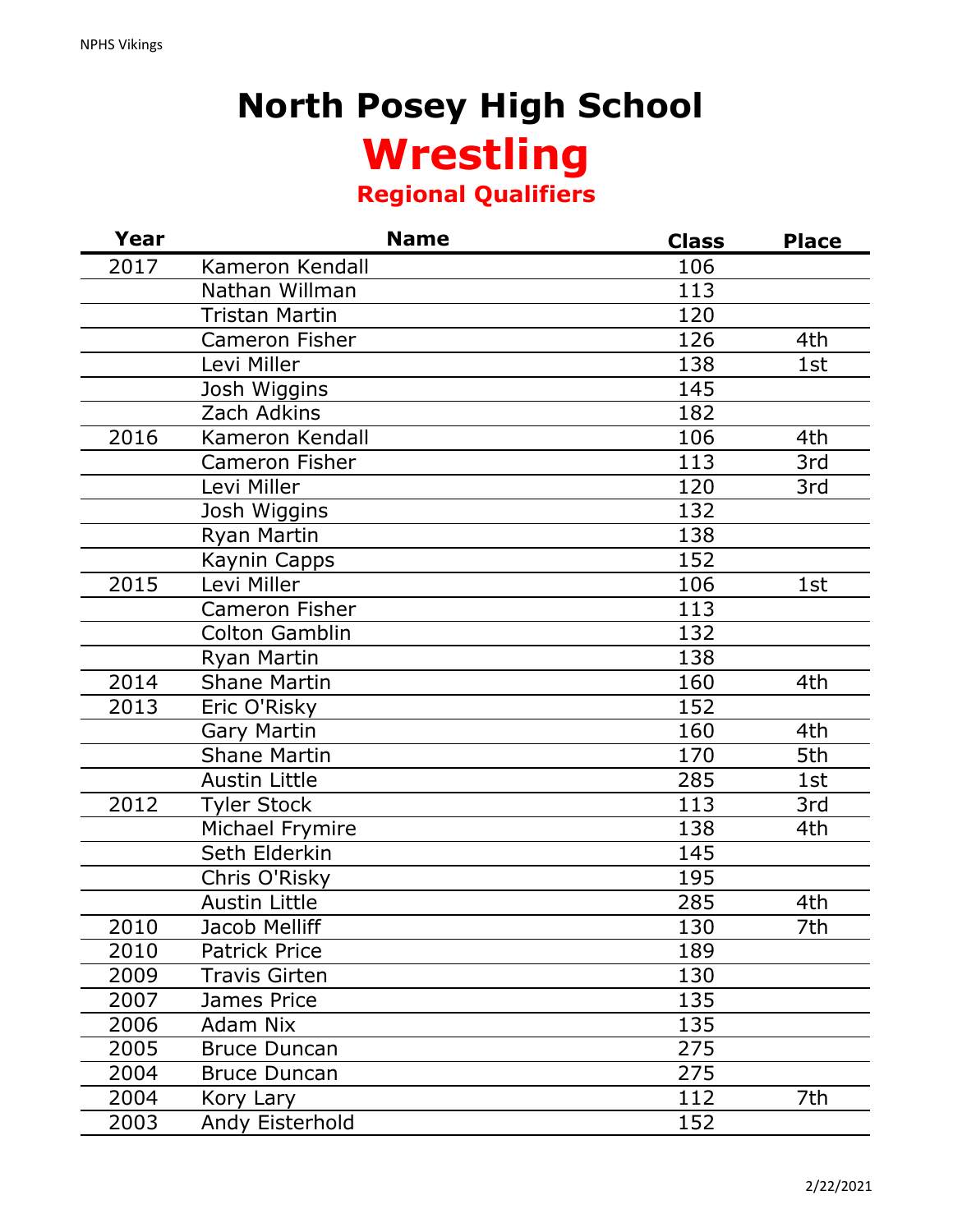# North Posey High School

## Wrestling

### Regional Qualifiers

| Year | Name | Class | Place |
|---|---|---|---|
| 2017 | Kameron Kendall | 106 | |
| | Nathan Willman | 113 | |
| | Tristan Martin | 120 | |
| | Cameron Fisher | 126 | 4th |
| | Levi Miller | 138 | 1st |
| | Josh Wiggins | 145 | |
| | Zach Adkins | 182 | |
| 2016 | Kameron Kendall | 106 | 4th |
| | Cameron Fisher | 113 | 3rd |
| | Levi Miller | 120 | 3rd |
| | Josh Wiggins | 132 | |
| | Ryan Martin | 138 | |
| | Kaynin Capps | 152 | |
| 2015 | Levi Miller | 106 | 1st |
| | Cameron Fisher | 113 | |
| | Colton Gamblin | 132 | |
| | Ryan Martin | 138 | |
| 2014 | Shane Martin | 160 | 4th |
| 2013 | Eric O'Risky | 152 | |
| | Gary Martin | 160 | 4th |
| | Shane Martin | 170 | 5th |
| | Austin Little | 285 | 1st |
| 2012 | Tyler Stock | 113 | 3rd |
| | Michael Frymire | 138 | 4th |
| | Seth Elderkin | 145 | |
| | Chris O'Risky | 195 | |
| | Austin Little | 285 | 4th |
| 2010 | Jacob Melliff | 130 | 7th |
| 2010 | Patrick Price | 189 | |
| 2009 | Travis Girten | 130 | |
| 2007 | James Price | 135 | |
| 2006 | Adam Nix | 135 | |
| 2005 | Bruce Duncan | 275 | |
| 2004 | Bruce Duncan | 275 | |
| 2004 | Kory Lary | 112 | 7th |
| 2003 | Andy Eisterhold | 152 | |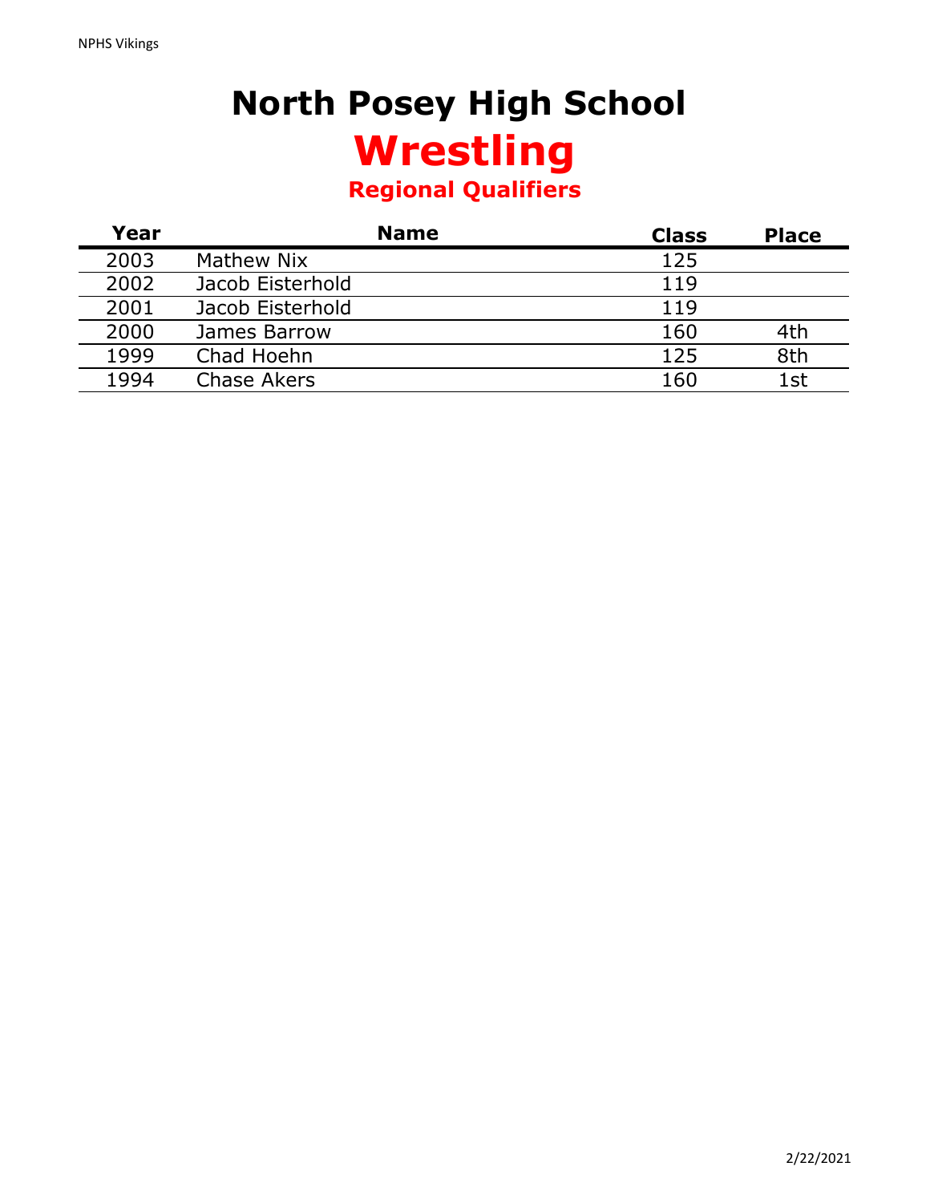# North Posey High School

## Wrestling

### Regional Qualifiers

| Year | Name | Class | Place |
|---|---|---|---|
| 2003 | Mathew Nix | 125 | |
| 2002 | Jacob Eisterhold | 119 | |
| 2001 | Jacob Eisterhold | 119 | |
| 2000 | James Barrow | 160 | 4th |
| 1999 | Chad Hoehn | 125 | 8th |
| 1994 | Chase Akers | 160 | 1st |